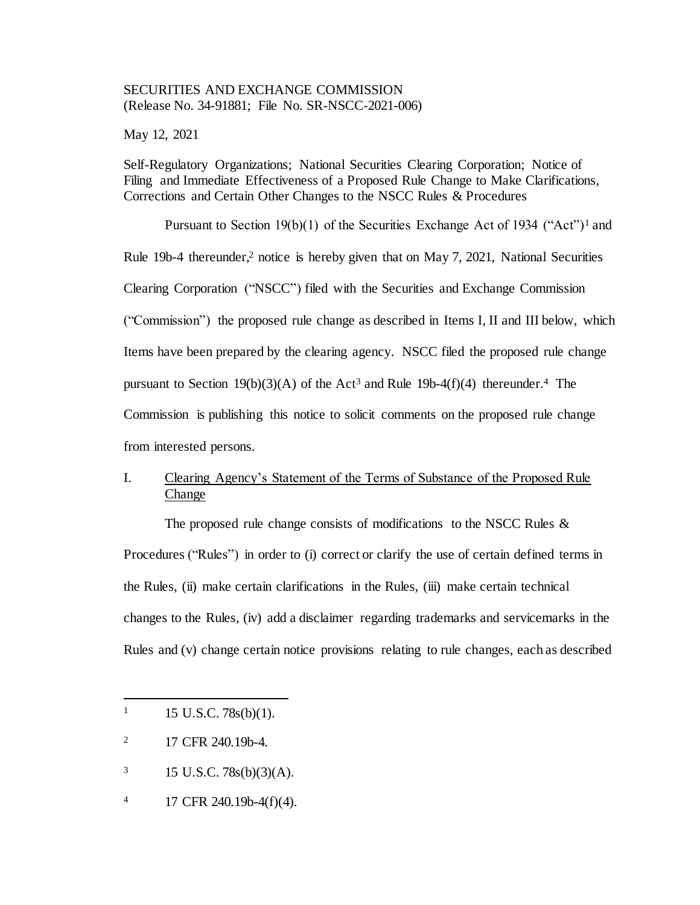SECURITIES AND EXCHANGE COMMISSION
(Release No. 34-91881; File No. SR-NSCC-2021-006)

May 12, 2021

Self-Regulatory Organizations; National Securities Clearing Corporation; Notice of Filing and Immediate Effectiveness of a Proposed Rule Change to Make Clarifications, Corrections and Certain Other Changes to the NSCC Rules & Procedures

Pursuant to Section 19(b)(1) of the Securities Exchange Act of 1934 ("Act")[1] and Rule 19b-4 thereunder,[2] notice is hereby given that on May 7, 2021, National Securities Clearing Corporation ("NSCC") filed with the Securities and Exchange Commission ("Commission") the proposed rule change as described in Items I, II and III below, which Items have been prepared by the clearing agency. NSCC filed the proposed rule change pursuant to Section 19(b)(3)(A) of the Act[3] and Rule 19b-4(f)(4) thereunder.[4] The Commission is publishing this notice to solicit comments on the proposed rule change from interested persons.

## I. Clearing Agency's Statement of the Terms of Substance of the Proposed Rule Change

The proposed rule change consists of modifications to the NSCC Rules & Procedures ("Rules") in order to (i) correct or clarify the use of certain defined terms in the Rules, (ii) make certain clarifications in the Rules, (iii) make certain technical changes to the Rules, (iv) add a disclaimer regarding trademarks and servicemarks in the Rules and (v) change certain notice provisions relating to rule changes, each as described

---

[1] 15 U.S.C. 78s(b)(1).

[2] 17 CFR 240.19b-4.

[3] 15 U.S.C. 78s(b)(3)(A).

[4] 17 CFR 240.19b-4(f)(4).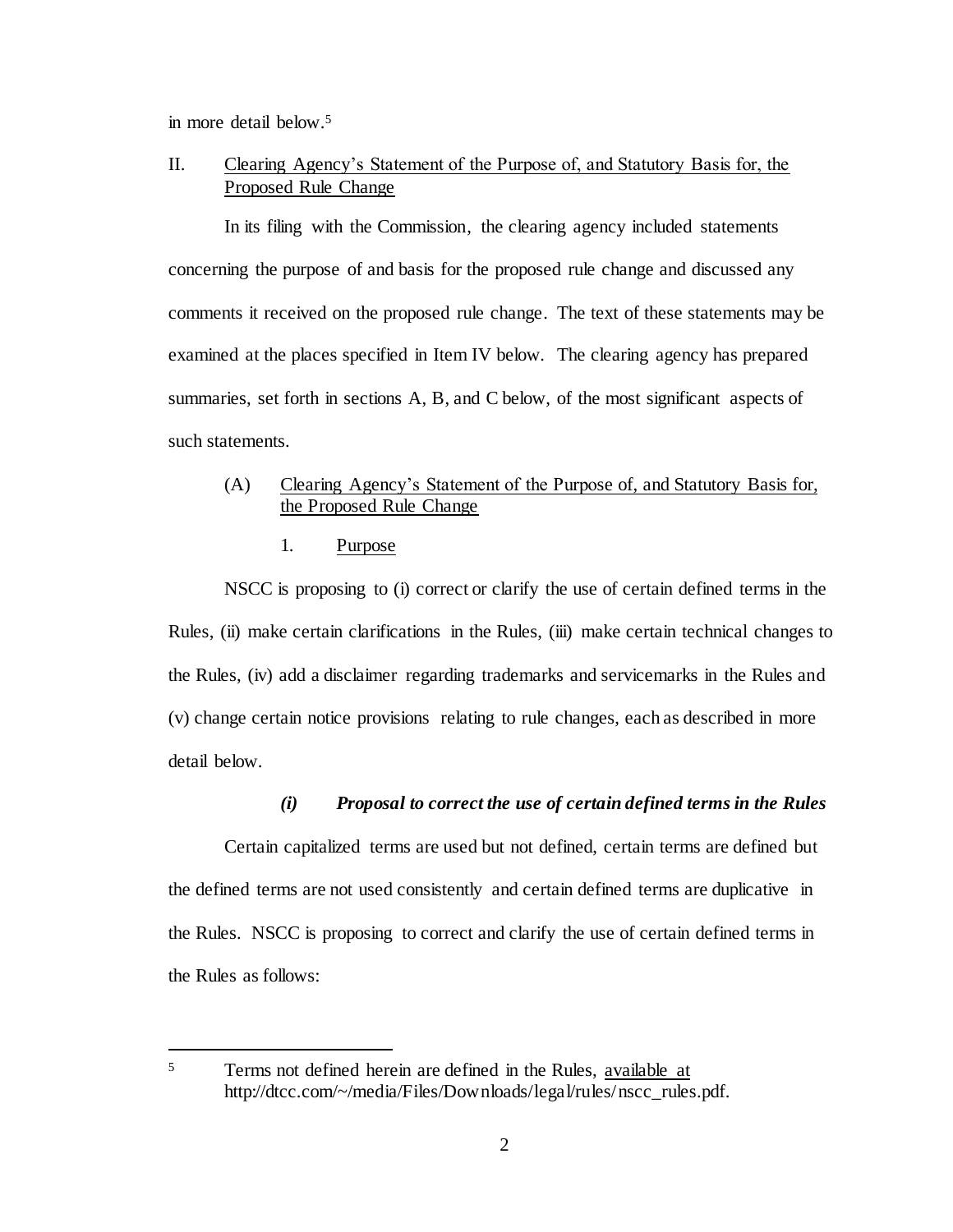in more detail below.[5]

## II. Clearing Agency's Statement of the Purpose of, and Statutory Basis for, the Proposed Rule Change

In its filing with the Commission, the clearing agency included statements concerning the purpose of and basis for the proposed rule change and discussed any comments it received on the proposed rule change. The text of these statements may be examined at the places specified in Item IV below. The clearing agency has prepared summaries, set forth in sections A, B, and C below, of the most significant aspects of such statements.

### (A) Clearing Agency's Statement of the Purpose of, and Statutory Basis for, the Proposed Rule Change

#### 1. Purpose

NSCC is proposing to (i) correct or clarify the use of certain defined terms in the Rules, (ii) make certain clarifications in the Rules, (iii) make certain technical changes to the Rules, (iv) add a disclaimer regarding trademarks and servicemarks in the Rules and (v) change certain notice provisions relating to rule changes, each as described in more detail below.

***(i) Proposal to correct the use of certain defined terms in the Rules***

Certain capitalized terms are used but not defined, certain terms are defined but the defined terms are not used consistently and certain defined terms are duplicative in the Rules. NSCC is proposing to correct and clarify the use of certain defined terms in the Rules as follows:

---

[5] Terms not defined herein are defined in the Rules, available at http://dtcc.com/~/media/Files/Downloads/legal/rules/nscc_rules.pdf.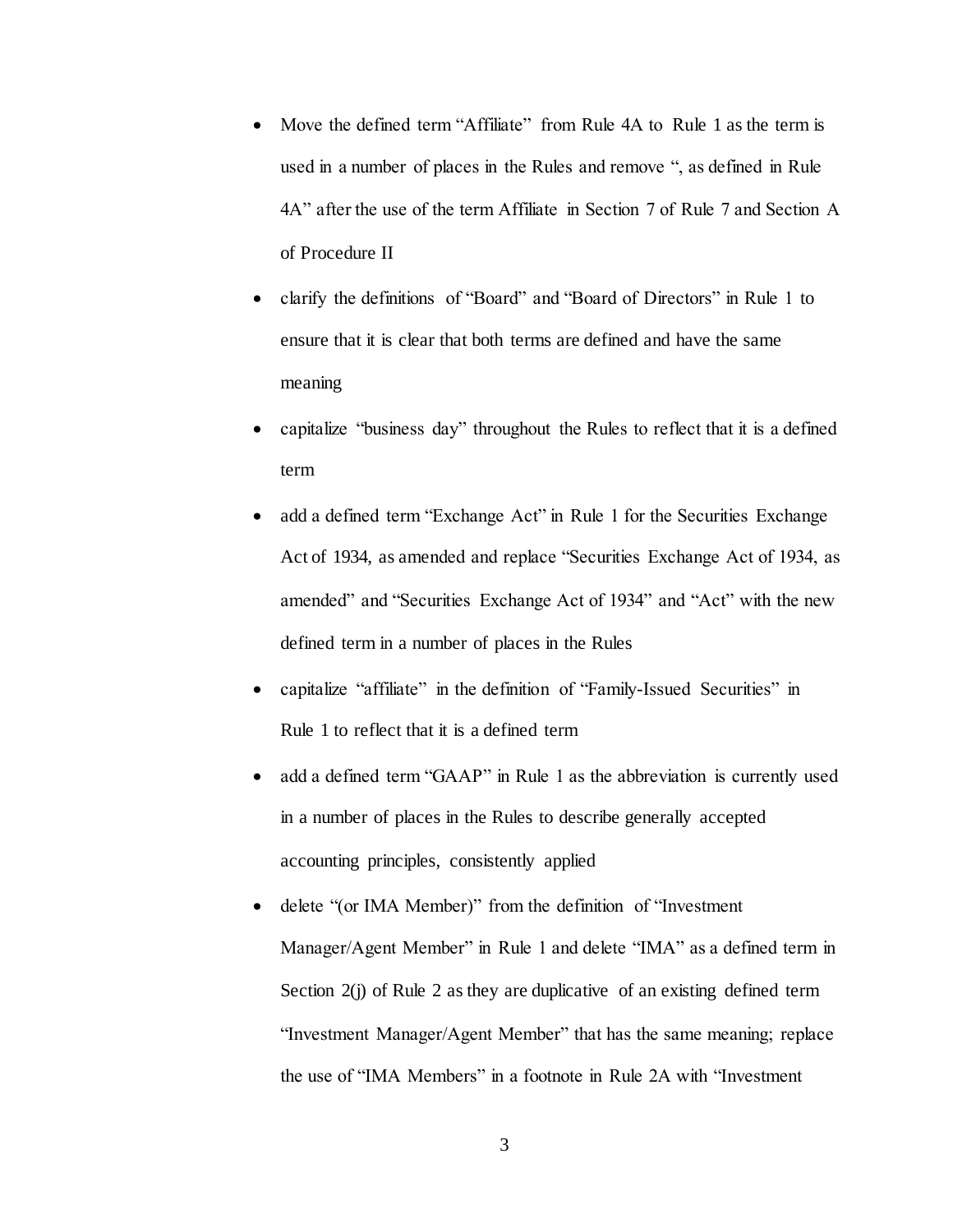- Move the defined term "Affiliate" from Rule 4A to Rule 1 as the term is used in a number of places in the Rules and remove ", as defined in Rule 4A" after the use of the term Affiliate in Section 7 of Rule 7 and Section A of Procedure II
- clarify the definitions of "Board" and "Board of Directors" in Rule 1 to ensure that it is clear that both terms are defined and have the same meaning
- capitalize "business day" throughout the Rules to reflect that it is a defined term
- add a defined term "Exchange Act" in Rule 1 for the Securities Exchange Act of 1934, as amended and replace "Securities Exchange Act of 1934, as amended" and "Securities Exchange Act of 1934" and "Act" with the new defined term in a number of places in the Rules
- capitalize "affiliate" in the definition of "Family-Issued Securities" in Rule 1 to reflect that it is a defined term
- add a defined term "GAAP" in Rule 1 as the abbreviation is currently used in a number of places in the Rules to describe generally accepted accounting principles, consistently applied
- delete "(or IMA Member)" from the definition of "Investment Manager/Agent Member" in Rule 1 and delete "IMA" as a defined term in Section 2(j) of Rule 2 as they are duplicative of an existing defined term "Investment Manager/Agent Member" that has the same meaning; replace the use of "IMA Members" in a footnote in Rule 2A with "Investment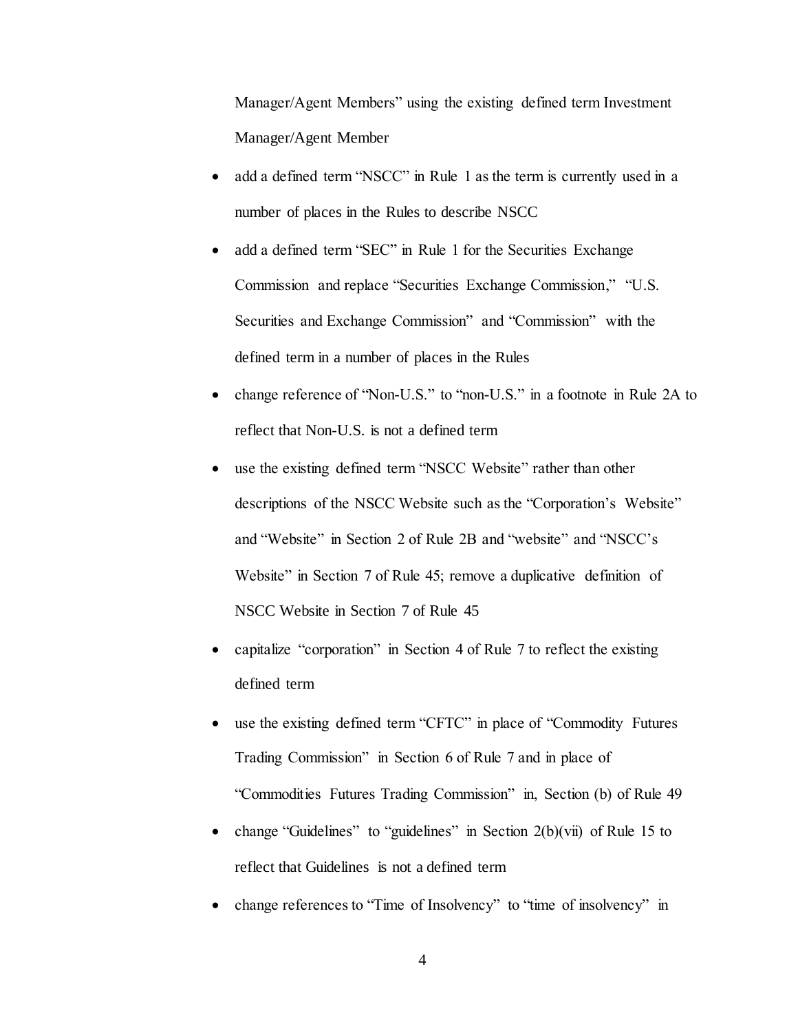Manager/Agent Members" using the existing defined term Investment Manager/Agent Member

- add a defined term "NSCC" in Rule 1 as the term is currently used in a number of places in the Rules to describe NSCC
- add a defined term "SEC" in Rule 1 for the Securities Exchange Commission and replace "Securities Exchange Commission," "U.S. Securities and Exchange Commission" and "Commission" with the defined term in a number of places in the Rules
- change reference of "Non-U.S." to "non-U.S." in a footnote in Rule 2A to reflect that Non-U.S. is not a defined term
- use the existing defined term "NSCC Website" rather than other descriptions of the NSCC Website such as the "Corporation's Website" and "Website" in Section 2 of Rule 2B and "website" and "NSCC's Website" in Section 7 of Rule 45; remove a duplicative definition of NSCC Website in Section 7 of Rule 45
- capitalize "corporation" in Section 4 of Rule 7 to reflect the existing defined term
- use the existing defined term "CFTC" in place of "Commodity Futures Trading Commission" in Section 6 of Rule 7 and in place of "Commodities Futures Trading Commission" in, Section (b) of Rule 49
- change "Guidelines" to "guidelines" in Section 2(b)(vii) of Rule 15 to reflect that Guidelines is not a defined term
- change references to "Time of Insolvency" to "time of insolvency" in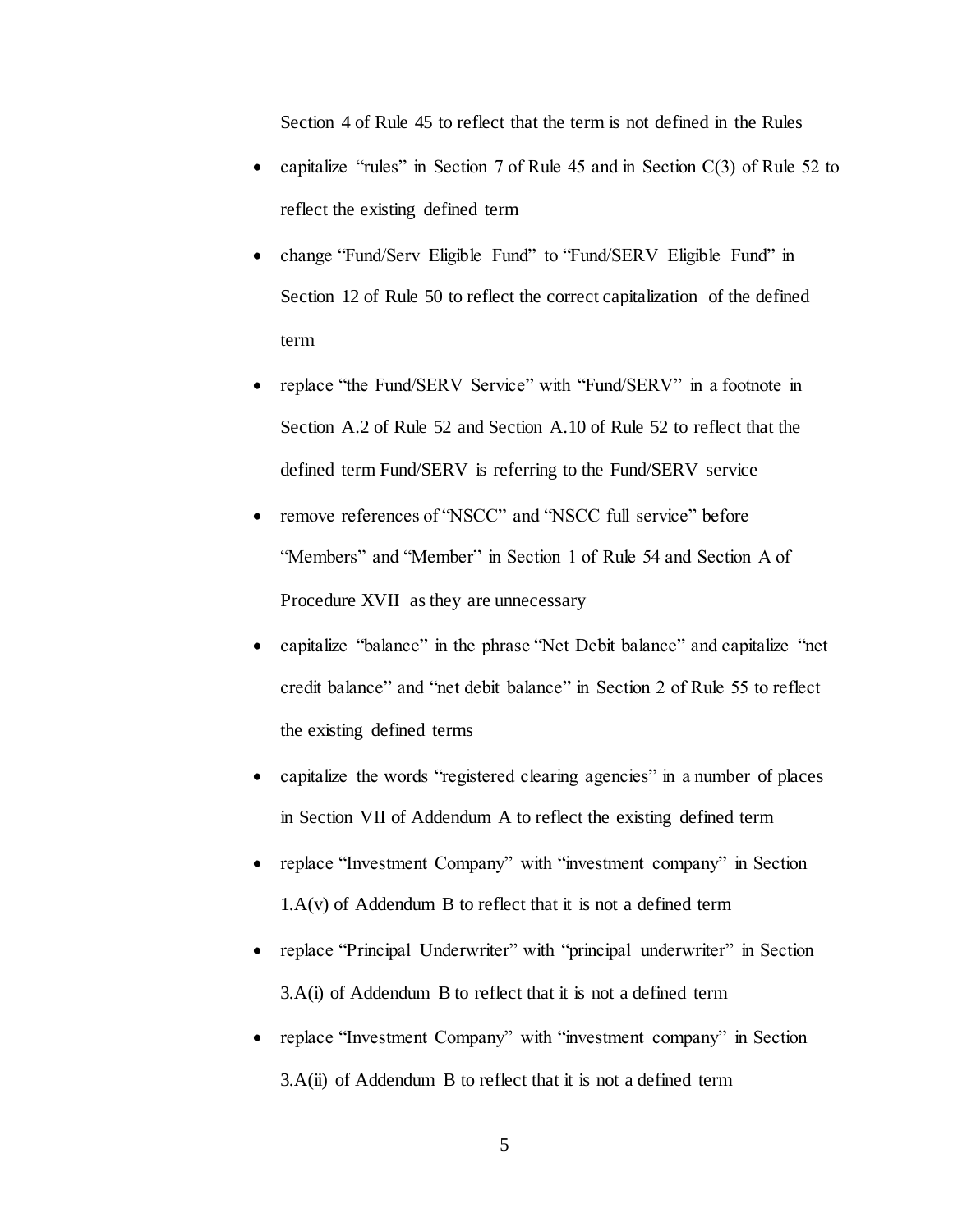Section 4 of Rule 45 to reflect that the term is not defined in the Rules

- capitalize "rules" in Section 7 of Rule 45 and in Section C(3) of Rule 52 to reflect the existing defined term
- change "Fund/Serv Eligible Fund" to "Fund/SERV Eligible Fund" in Section 12 of Rule 50 to reflect the correct capitalization of the defined term
- replace "the Fund/SERV Service" with "Fund/SERV" in a footnote in Section A.2 of Rule 52 and Section A.10 of Rule 52 to reflect that the defined term Fund/SERV is referring to the Fund/SERV service
- remove references of "NSCC" and "NSCC full service" before "Members" and "Member" in Section 1 of Rule 54 and Section A of Procedure XVII as they are unnecessary
- capitalize "balance" in the phrase "Net Debit balance" and capitalize "net credit balance" and "net debit balance" in Section 2 of Rule 55 to reflect the existing defined terms
- capitalize the words "registered clearing agencies" in a number of places in Section VII of Addendum A to reflect the existing defined term
- replace "Investment Company" with "investment company" in Section 1.A(v) of Addendum B to reflect that it is not a defined term
- replace "Principal Underwriter" with "principal underwriter" in Section 3.A(i) of Addendum B to reflect that it is not a defined term
- replace "Investment Company" with "investment company" in Section 3.A(ii) of Addendum B to reflect that it is not a defined term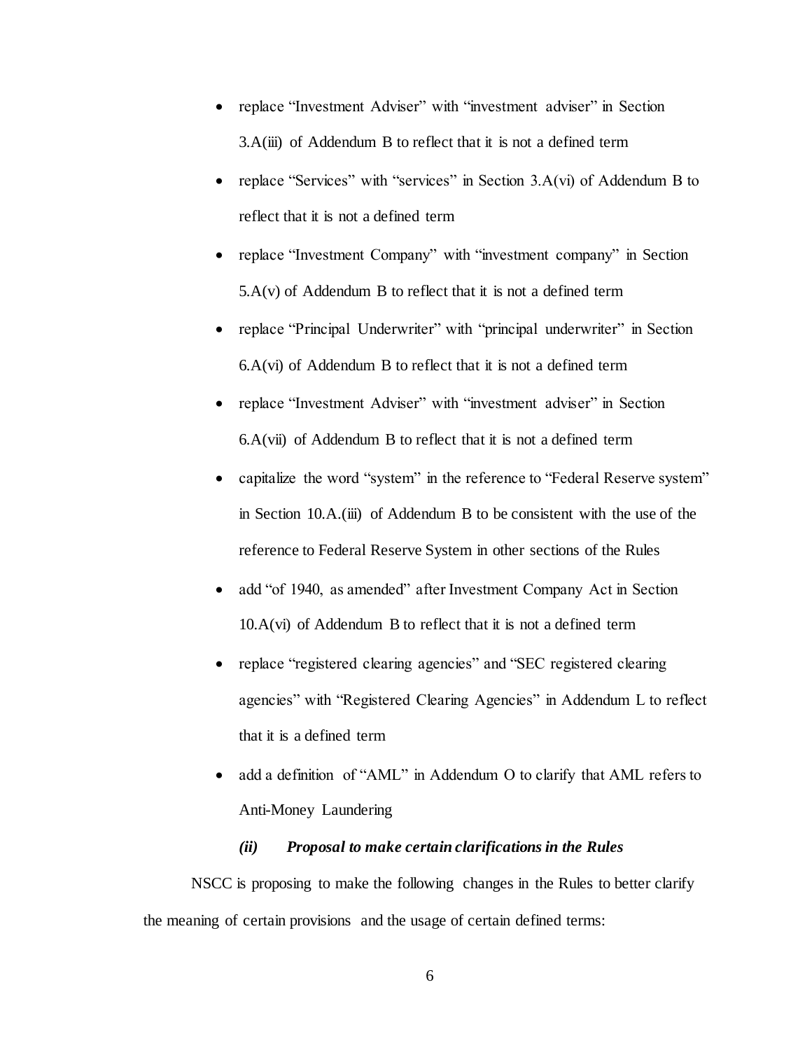- replace "Investment Adviser" with "investment adviser" in Section 3.A(iii) of Addendum B to reflect that it is not a defined term
- replace "Services" with "services" in Section 3.A(vi) of Addendum B to reflect that it is not a defined term
- replace "Investment Company" with "investment company" in Section 5.A(v) of Addendum B to reflect that it is not a defined term
- replace "Principal Underwriter" with "principal underwriter" in Section 6.A(vi) of Addendum B to reflect that it is not a defined term
- replace "Investment Adviser" with "investment adviser" in Section 6.A(vii) of Addendum B to reflect that it is not a defined term
- capitalize the word "system" in the reference to "Federal Reserve system" in Section 10.A.(iii) of Addendum B to be consistent with the use of the reference to Federal Reserve System in other sections of the Rules
- add "of 1940, as amended" after Investment Company Act in Section 10.A(vi) of Addendum B to reflect that it is not a defined term
- replace "registered clearing agencies" and "SEC registered clearing agencies" with "Registered Clearing Agencies" in Addendum L to reflect that it is a defined term
- add a definition of "AML" in Addendum O to clarify that AML refers to Anti-Money Laundering

***(ii) Proposal to make certain clarifications in the Rules***

NSCC is proposing to make the following changes in the Rules to better clarify the meaning of certain provisions and the usage of certain defined terms: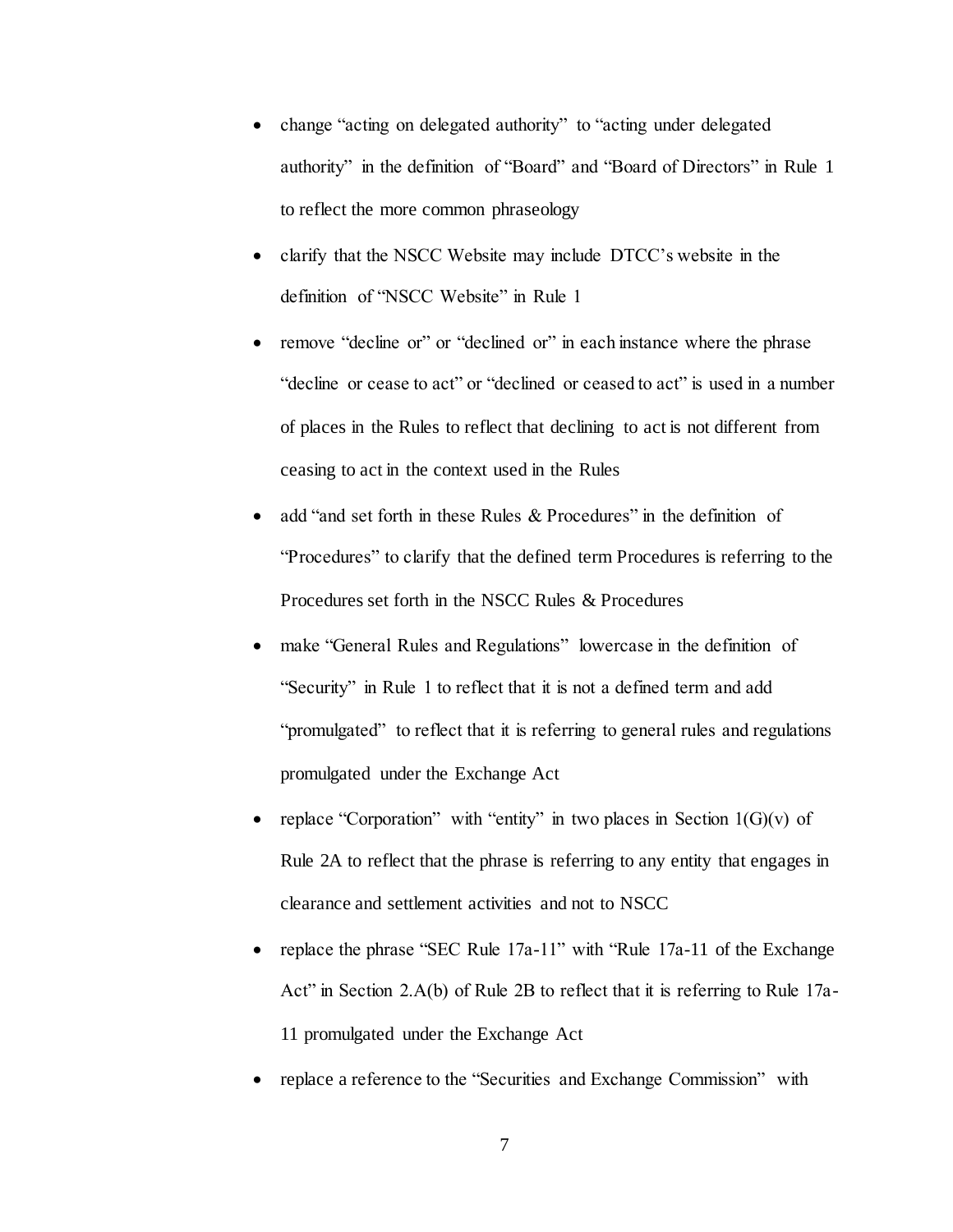- change "acting on delegated authority" to "acting under delegated authority" in the definition of "Board" and "Board of Directors" in Rule 1 to reflect the more common phraseology
- clarify that the NSCC Website may include DTCC's website in the definition of "NSCC Website" in Rule 1
- remove "decline or" or "declined or" in each instance where the phrase "decline or cease to act" or "declined or ceased to act" is used in a number of places in the Rules to reflect that declining to act is not different from ceasing to act in the context used in the Rules
- add "and set forth in these Rules & Procedures" in the definition of "Procedures" to clarify that the defined term Procedures is referring to the Procedures set forth in the NSCC Rules & Procedures
- make "General Rules and Regulations" lowercase in the definition of "Security" in Rule 1 to reflect that it is not a defined term and add "promulgated" to reflect that it is referring to general rules and regulations promulgated under the Exchange Act
- replace "Corporation" with "entity" in two places in Section 1(G)(v) of Rule 2A to reflect that the phrase is referring to any entity that engages in clearance and settlement activities and not to NSCC
- replace the phrase "SEC Rule 17a-11" with "Rule 17a-11 of the Exchange Act" in Section 2.A(b) of Rule 2B to reflect that it is referring to Rule 17a-11 promulgated under the Exchange Act
- replace a reference to the "Securities and Exchange Commission" with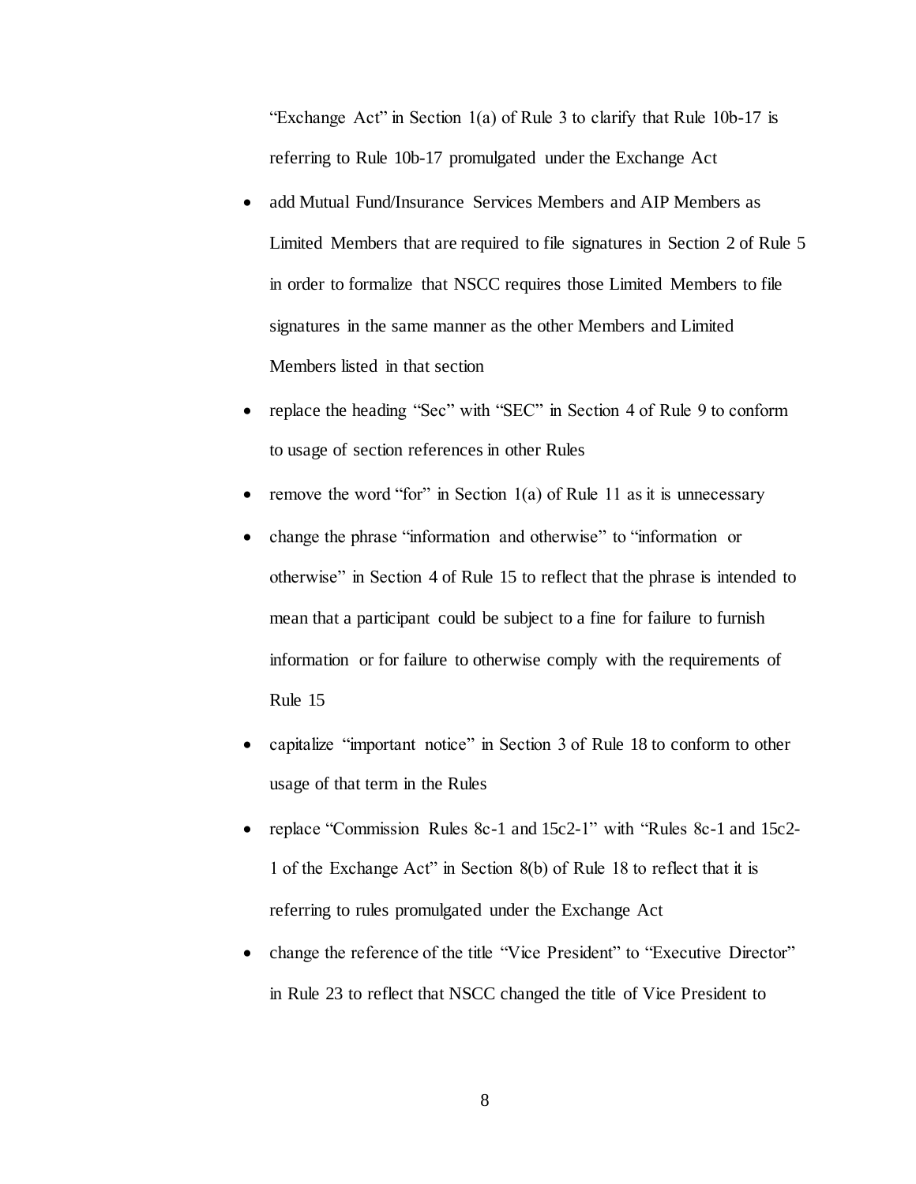"Exchange Act" in Section 1(a) of Rule 3 to clarify that Rule 10b-17 is referring to Rule 10b-17 promulgated under the Exchange Act

- add Mutual Fund/Insurance Services Members and AIP Members as Limited Members that are required to file signatures in Section 2 of Rule 5 in order to formalize that NSCC requires those Limited Members to file signatures in the same manner as the other Members and Limited Members listed in that section
- replace the heading "Sec" with "SEC" in Section 4 of Rule 9 to conform to usage of section references in other Rules
- remove the word "for" in Section 1(a) of Rule 11 as it is unnecessary
- change the phrase "information and otherwise" to "information or otherwise" in Section 4 of Rule 15 to reflect that the phrase is intended to mean that a participant could be subject to a fine for failure to furnish information or for failure to otherwise comply with the requirements of Rule 15
- capitalize "important notice" in Section 3 of Rule 18 to conform to other usage of that term in the Rules
- replace "Commission Rules 8c-1 and 15c2-1" with "Rules 8c-1 and 15c2-1 of the Exchange Act" in Section 8(b) of Rule 18 to reflect that it is referring to rules promulgated under the Exchange Act
- change the reference of the title "Vice President" to "Executive Director" in Rule 23 to reflect that NSCC changed the title of Vice President to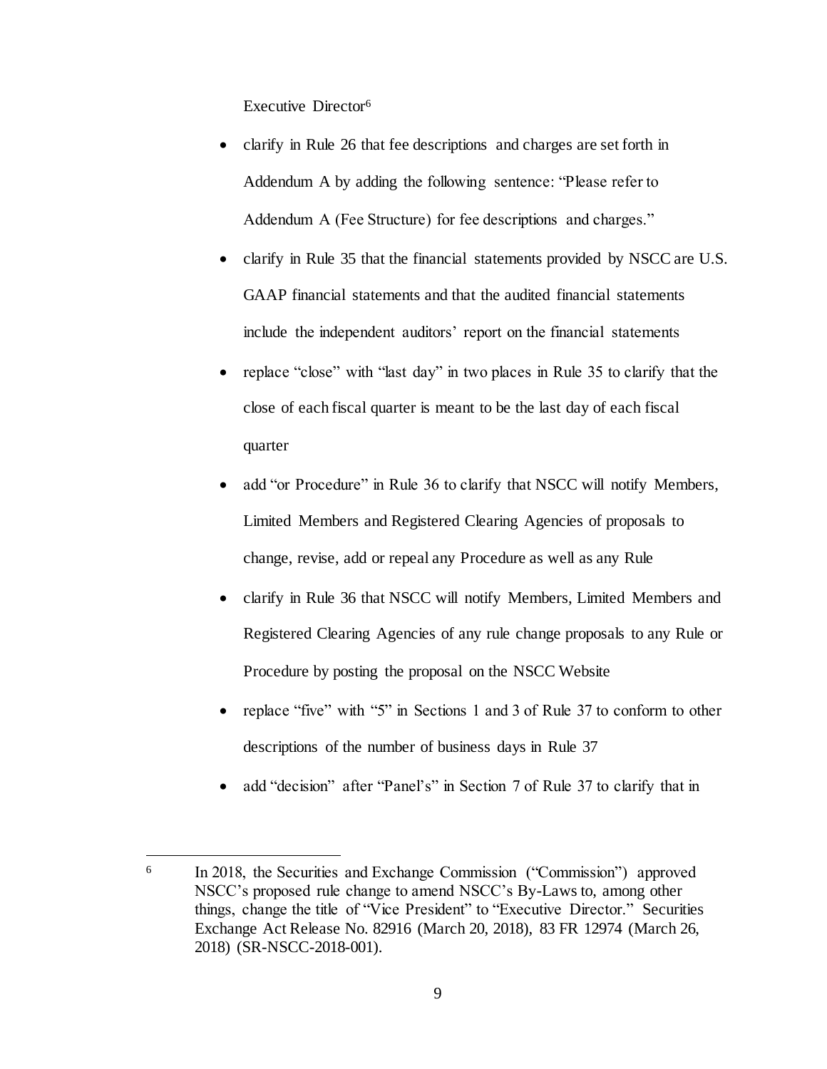Executive Director[6]

- clarify in Rule 26 that fee descriptions and charges are set forth in Addendum A by adding the following sentence: "Please refer to Addendum A (Fee Structure) for fee descriptions and charges."
- clarify in Rule 35 that the financial statements provided by NSCC are U.S. GAAP financial statements and that the audited financial statements include the independent auditors' report on the financial statements
- replace "close" with "last day" in two places in Rule 35 to clarify that the close of each fiscal quarter is meant to be the last day of each fiscal quarter
- add "or Procedure" in Rule 36 to clarify that NSCC will notify Members, Limited Members and Registered Clearing Agencies of proposals to change, revise, add or repeal any Procedure as well as any Rule
- clarify in Rule 36 that NSCC will notify Members, Limited Members and Registered Clearing Agencies of any rule change proposals to any Rule or Procedure by posting the proposal on the NSCC Website
- replace "five" with "5" in Sections 1 and 3 of Rule 37 to conform to other descriptions of the number of business days in Rule 37
- add "decision" after "Panel's" in Section 7 of Rule 37 to clarify that in

---

[6] In 2018, the Securities and Exchange Commission ("Commission") approved NSCC's proposed rule change to amend NSCC's By-Laws to, among other things, change the title of "Vice President" to "Executive Director." Securities Exchange Act Release No. 82916 (March 20, 2018), 83 FR 12974 (March 26, 2018) (SR-NSCC-2018-001).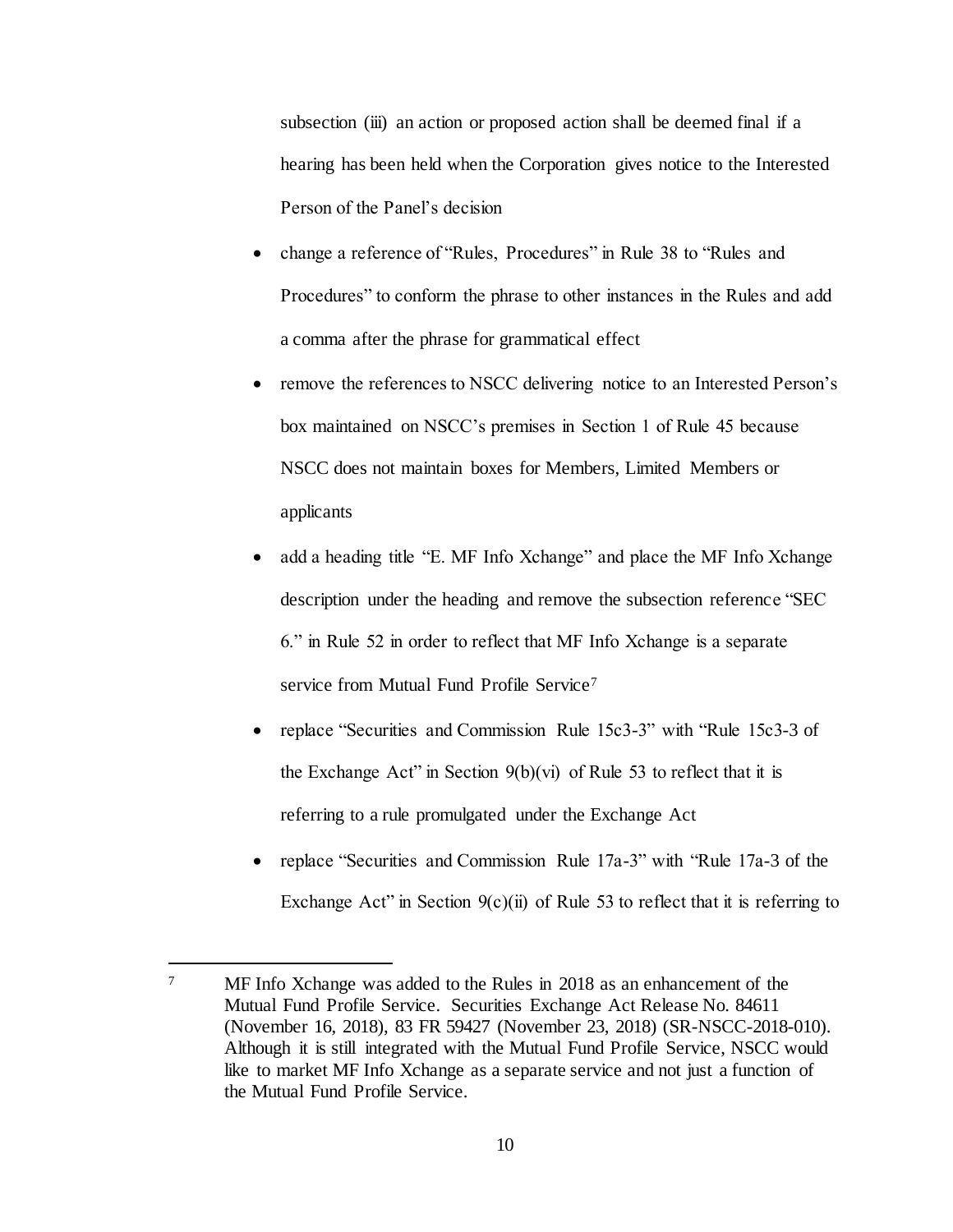subsection (iii) an action or proposed action shall be deemed final if a hearing has been held when the Corporation gives notice to the Interested Person of the Panel's decision

- change a reference of "Rules, Procedures" in Rule 38 to "Rules and Procedures" to conform the phrase to other instances in the Rules and add a comma after the phrase for grammatical effect
- remove the references to NSCC delivering notice to an Interested Person's box maintained on NSCC's premises in Section 1 of Rule 45 because NSCC does not maintain boxes for Members, Limited Members or applicants
- add a heading title "E. MF Info Xchange" and place the MF Info Xchange description under the heading and remove the subsection reference "SEC 6." in Rule 52 in order to reflect that MF Info Xchange is a separate service from Mutual Fund Profile Service[7]
- replace "Securities and Commission Rule 15c3-3" with "Rule 15c3-3 of the Exchange Act" in Section 9(b)(vi) of Rule 53 to reflect that it is referring to a rule promulgated under the Exchange Act
- replace "Securities and Commission Rule 17a-3" with "Rule 17a-3 of the Exchange Act" in Section 9(c)(ii) of Rule 53 to reflect that it is referring to

---

[7] MF Info Xchange was added to the Rules in 2018 as an enhancement of the Mutual Fund Profile Service. Securities Exchange Act Release No. 84611 (November 16, 2018), 83 FR 59427 (November 23, 2018) (SR-NSCC-2018-010). Although it is still integrated with the Mutual Fund Profile Service, NSCC would like to market MF Info Xchange as a separate service and not just a function of the Mutual Fund Profile Service.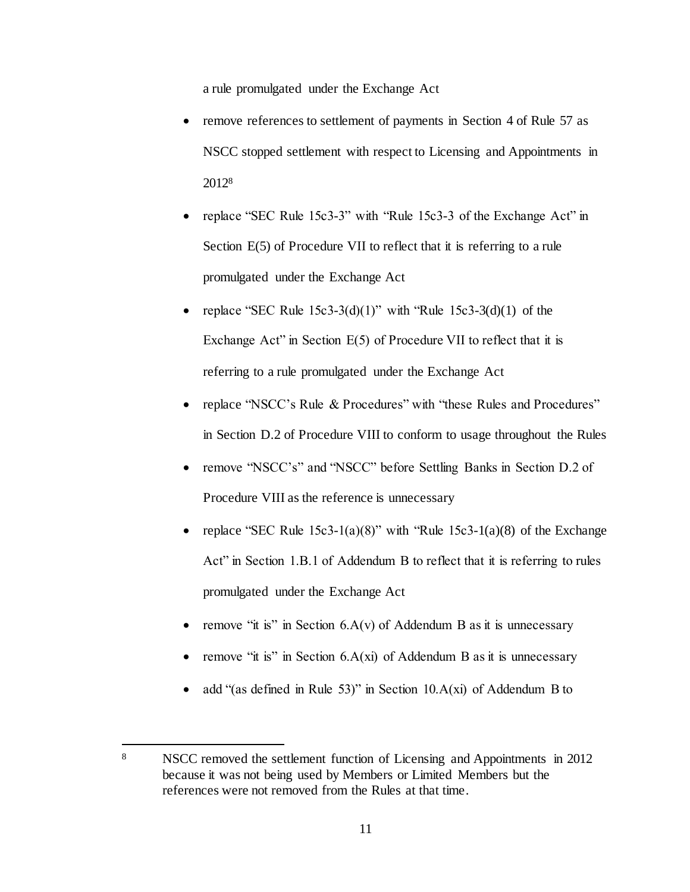a rule promulgated under the Exchange Act

- remove references to settlement of payments in Section 4 of Rule 57 as NSCC stopped settlement with respect to Licensing and Appointments in 2012[8]
- replace "SEC Rule 15c3-3" with "Rule 15c3-3 of the Exchange Act" in Section E(5) of Procedure VII to reflect that it is referring to a rule promulgated under the Exchange Act
- replace "SEC Rule 15c3-3(d)(1)" with "Rule 15c3-3(d)(1) of the Exchange Act" in Section E(5) of Procedure VII to reflect that it is referring to a rule promulgated under the Exchange Act
- replace "NSCC's Rule & Procedures" with "these Rules and Procedures" in Section D.2 of Procedure VIII to conform to usage throughout the Rules
- remove "NSCC's" and "NSCC" before Settling Banks in Section D.2 of Procedure VIII as the reference is unnecessary
- replace "SEC Rule 15c3-1(a)(8)" with "Rule 15c3-1(a)(8) of the Exchange Act" in Section 1.B.1 of Addendum B to reflect that it is referring to rules promulgated under the Exchange Act
- remove "it is" in Section 6.A(v) of Addendum B as it is unnecessary
- remove "it is" in Section 6.A(xi) of Addendum B as it is unnecessary
- add "(as defined in Rule 53)" in Section 10.A(xi) of Addendum B to

---

[8] NSCC removed the settlement function of Licensing and Appointments in 2012 because it was not being used by Members or Limited Members but the references were not removed from the Rules at that time.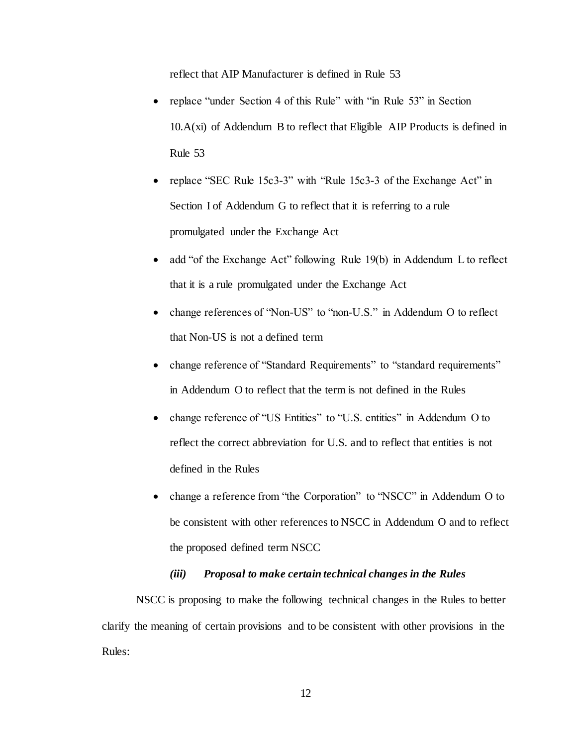reflect that AIP Manufacturer is defined in Rule 53

- replace "under Section 4 of this Rule" with "in Rule 53" in Section 10.A(xi) of Addendum B to reflect that Eligible AIP Products is defined in Rule 53
- replace "SEC Rule 15c3-3" with "Rule 15c3-3 of the Exchange Act" in Section I of Addendum G to reflect that it is referring to a rule promulgated under the Exchange Act
- add "of the Exchange Act" following Rule 19(b) in Addendum L to reflect that it is a rule promulgated under the Exchange Act
- change references of "Non-US" to "non-U.S." in Addendum O to reflect that Non-US is not a defined term
- change reference of "Standard Requirements" to "standard requirements" in Addendum O to reflect that the term is not defined in the Rules
- change reference of "US Entities" to "U.S. entities" in Addendum O to reflect the correct abbreviation for U.S. and to reflect that entities is not defined in the Rules
- change a reference from "the Corporation" to "NSCC" in Addendum O to be consistent with other references to NSCC in Addendum O and to reflect the proposed defined term NSCC

#### *(iii) Proposal to make certain technical changes in the Rules*

NSCC is proposing to make the following technical changes in the Rules to better clarify the meaning of certain provisions and to be consistent with other provisions in the Rules: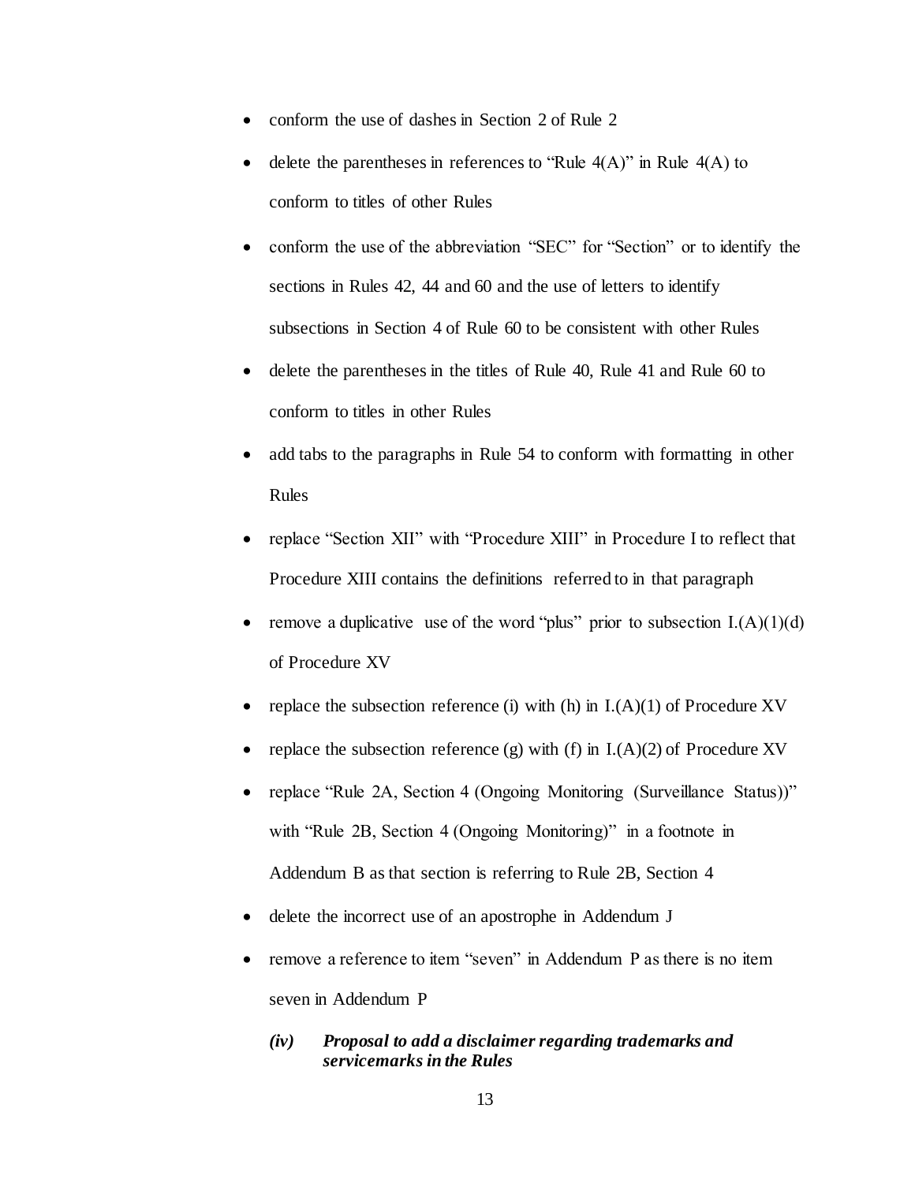- conform the use of dashes in Section 2 of Rule 2
- delete the parentheses in references to "Rule 4(A)" in Rule 4(A) to conform to titles of other Rules
- conform the use of the abbreviation "SEC" for "Section" or to identify the sections in Rules 42, 44 and 60 and the use of letters to identify subsections in Section 4 of Rule 60 to be consistent with other Rules
- delete the parentheses in the titles of Rule 40, Rule 41 and Rule 60 to conform to titles in other Rules
- add tabs to the paragraphs in Rule 54 to conform with formatting in other Rules
- replace "Section XII" with "Procedure XIII" in Procedure I to reflect that Procedure XIII contains the definitions referred to in that paragraph
- remove a duplicative use of the word "plus" prior to subsection I.(A)(1)(d) of Procedure XV
- replace the subsection reference (i) with (h) in I.(A)(1) of Procedure XV
- replace the subsection reference (g) with (f) in I.(A)(2) of Procedure XV
- replace "Rule 2A, Section 4 (Ongoing Monitoring (Surveillance Status))" with "Rule 2B, Section 4 (Ongoing Monitoring)" in a footnote in Addendum B as that section is referring to Rule 2B, Section 4
- delete the incorrect use of an apostrophe in Addendum J
- remove a reference to item "seven" in Addendum P as there is no item seven in Addendum P

***(iv) Proposal to add a disclaimer regarding trademarks and servicemarks in the Rules***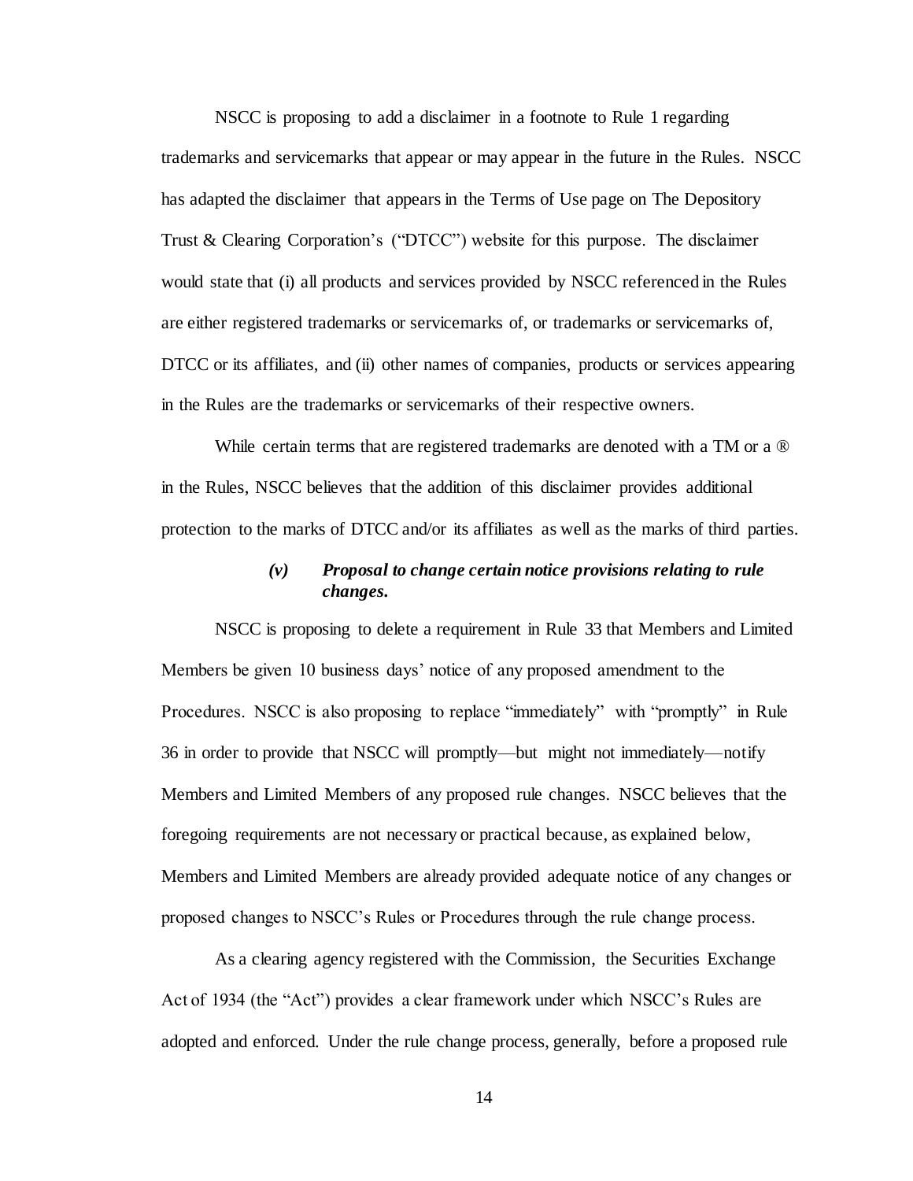NSCC is proposing to add a disclaimer in a footnote to Rule 1 regarding trademarks and servicemarks that appear or may appear in the future in the Rules. NSCC has adapted the disclaimer that appears in the Terms of Use page on The Depository Trust & Clearing Corporation's ("DTCC") website for this purpose. The disclaimer would state that (i) all products and services provided by NSCC referenced in the Rules are either registered trademarks or servicemarks of, or trademarks or servicemarks of, DTCC or its affiliates, and (ii) other names of companies, products or services appearing in the Rules are the trademarks or servicemarks of their respective owners.

While certain terms that are registered trademarks are denoted with a TM or a ® in the Rules, NSCC believes that the addition of this disclaimer provides additional protection to the marks of DTCC and/or its affiliates as well as the marks of third parties.

***(v) Proposal to change certain notice provisions relating to rule changes.***

NSCC is proposing to delete a requirement in Rule 33 that Members and Limited Members be given 10 business days' notice of any proposed amendment to the Procedures. NSCC is also proposing to replace "immediately" with "promptly" in Rule 36 in order to provide that NSCC will promptly—but might not immediately—notify Members and Limited Members of any proposed rule changes. NSCC believes that the foregoing requirements are not necessary or practical because, as explained below, Members and Limited Members are already provided adequate notice of any changes or proposed changes to NSCC's Rules or Procedures through the rule change process.

As a clearing agency registered with the Commission, the Securities Exchange Act of 1934 (the "Act") provides a clear framework under which NSCC's Rules are adopted and enforced. Under the rule change process, generally, before a proposed rule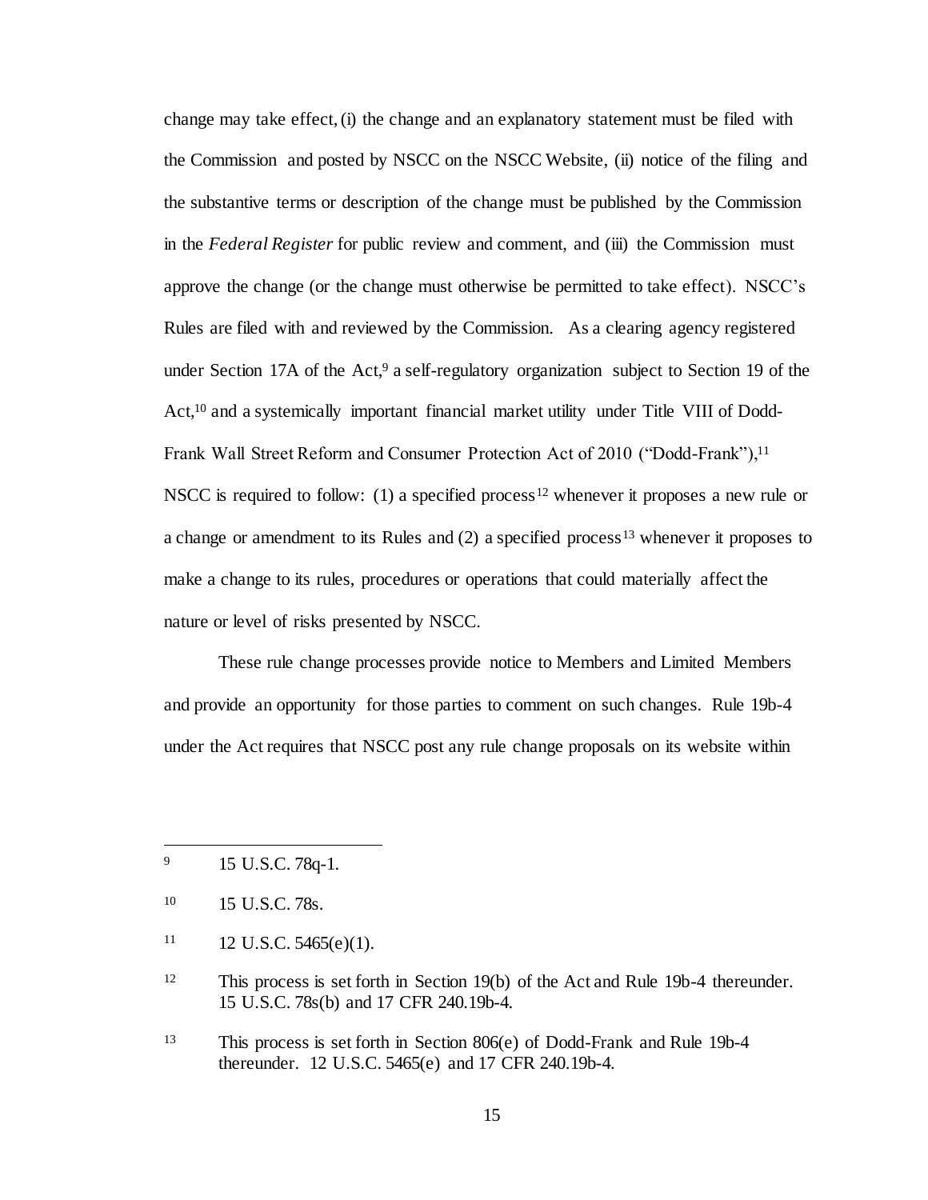change may take effect, (i) the change and an explanatory statement must be filed with the Commission and posted by NSCC on the NSCC Website, (ii) notice of the filing and the substantive terms or description of the change must be published by the Commission in the *Federal Register* for public review and comment, and (iii) the Commission must approve the change (or the change must otherwise be permitted to take effect). NSCC's Rules are filed with and reviewed by the Commission. As a clearing agency registered under Section 17A of the Act,[9] a self-regulatory organization subject to Section 19 of the Act,[10] and a systemically important financial market utility under Title VIII of Dodd-Frank Wall Street Reform and Consumer Protection Act of 2010 ("Dodd-Frank"),[11] NSCC is required to follow: (1) a specified process[12] whenever it proposes a new rule or a change or amendment to its Rules and (2) a specified process[13] whenever it proposes to make a change to its rules, procedures or operations that could materially affect the nature or level of risks presented by NSCC.

These rule change processes provide notice to Members and Limited Members and provide an opportunity for those parties to comment on such changes. Rule 19b-4 under the Act requires that NSCC post any rule change proposals on its website within

---

[9] 15 U.S.C. 78q-1.

[10] 15 U.S.C. 78s.

[11] 12 U.S.C. 5465(e)(1).

[12] This process is set forth in Section 19(b) of the Act and Rule 19b-4 thereunder. 15 U.S.C. 78s(b) and 17 CFR 240.19b-4.

[13] This process is set forth in Section 806(e) of Dodd-Frank and Rule 19b-4 thereunder. 12 U.S.C. 5465(e) and 17 CFR 240.19b-4.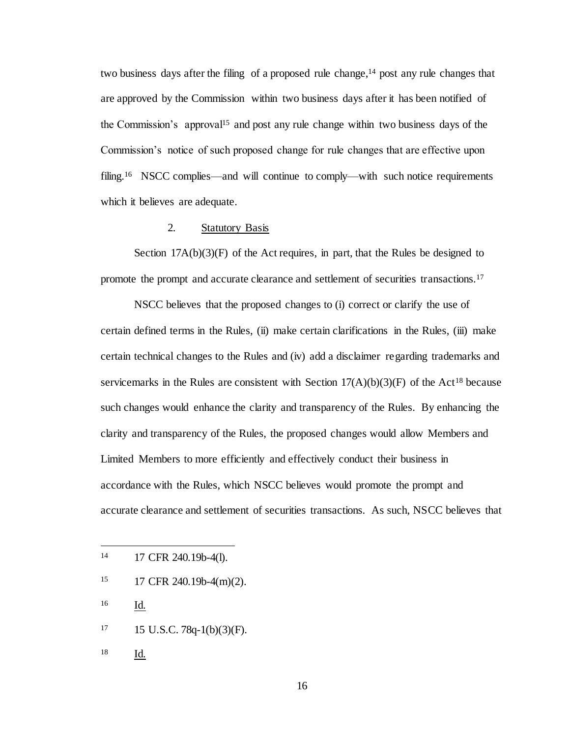two business days after the filing of a proposed rule change,[14] post any rule changes that are approved by the Commission within two business days after it has been notified of the Commission's approval[15] and post any rule change within two business days of the Commission's notice of such proposed change for rule changes that are effective upon filing.[16] NSCC complies—and will continue to comply—with such notice requirements which it believes are adequate.

2. Statutory Basis

Section 17A(b)(3)(F) of the Act requires, in part, that the Rules be designed to promote the prompt and accurate clearance and settlement of securities transactions.[17]

NSCC believes that the proposed changes to (i) correct or clarify the use of certain defined terms in the Rules, (ii) make certain clarifications in the Rules, (iii) make certain technical changes to the Rules and (iv) add a disclaimer regarding trademarks and servicemarks in the Rules are consistent with Section 17(A)(b)(3)(F) of the Act[18] because such changes would enhance the clarity and transparency of the Rules. By enhancing the clarity and transparency of the Rules, the proposed changes would allow Members and Limited Members to more efficiently and effectively conduct their business in accordance with the Rules, which NSCC believes would promote the prompt and accurate clearance and settlement of securities transactions. As such, NSCC believes that

---

[14] 17 CFR 240.19b-4(l).

[15] 17 CFR 240.19b-4(m)(2).

[16] Id.

[17] 15 U.S.C. 78q-1(b)(3)(F).

[18] Id.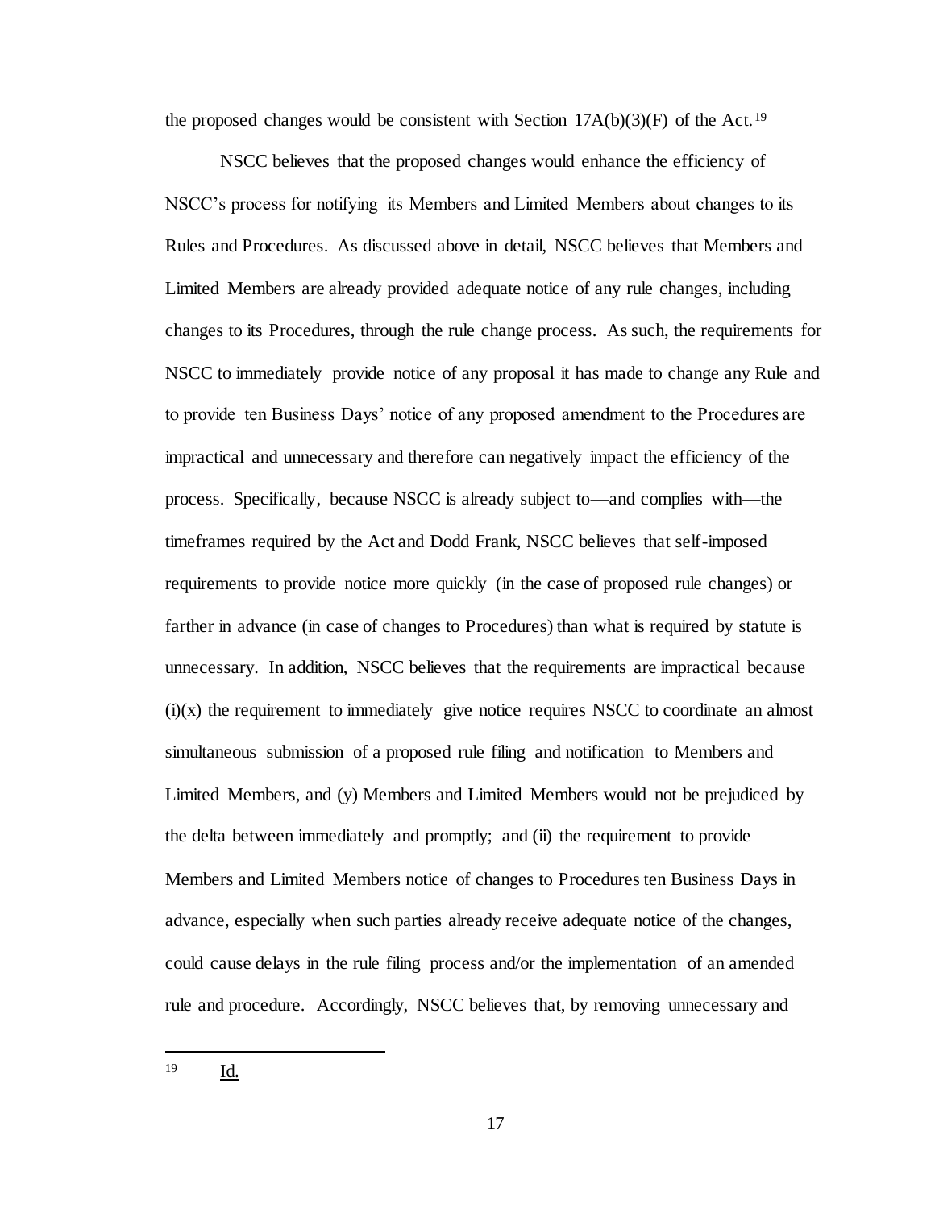the proposed changes would be consistent with Section 17A(b)(3)(F) of the Act.[19]

NSCC believes that the proposed changes would enhance the efficiency of NSCC's process for notifying its Members and Limited Members about changes to its Rules and Procedures. As discussed above in detail, NSCC believes that Members and Limited Members are already provided adequate notice of any rule changes, including changes to its Procedures, through the rule change process. As such, the requirements for NSCC to immediately provide notice of any proposal it has made to change any Rule and to provide ten Business Days' notice of any proposed amendment to the Procedures are impractical and unnecessary and therefore can negatively impact the efficiency of the process. Specifically, because NSCC is already subject to—and complies with—the timeframes required by the Act and Dodd Frank, NSCC believes that self-imposed requirements to provide notice more quickly (in the case of proposed rule changes) or farther in advance (in case of changes to Procedures) than what is required by statute is unnecessary. In addition, NSCC believes that the requirements are impractical because (i)(x) the requirement to immediately give notice requires NSCC to coordinate an almost simultaneous submission of a proposed rule filing and notification to Members and Limited Members, and (y) Members and Limited Members would not be prejudiced by the delta between immediately and promptly; and (ii) the requirement to provide Members and Limited Members notice of changes to Procedures ten Business Days in advance, especially when such parties already receive adequate notice of the changes, could cause delays in the rule filing process and/or the implementation of an amended rule and procedure. Accordingly, NSCC believes that, by removing unnecessary and

---

[19] Id.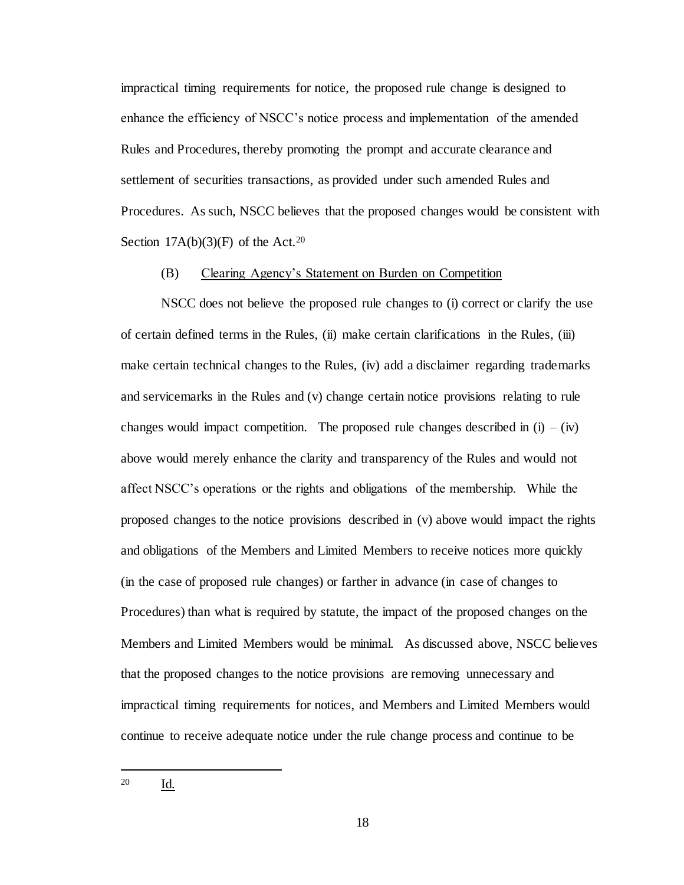impractical timing requirements for notice, the proposed rule change is designed to enhance the efficiency of NSCC's notice process and implementation of the amended Rules and Procedures, thereby promoting the prompt and accurate clearance and settlement of securities transactions, as provided under such amended Rules and Procedures. As such, NSCC believes that the proposed changes would be consistent with Section 17A(b)(3)(F) of the Act.[20]

(B) Clearing Agency's Statement on Burden on Competition

NSCC does not believe the proposed rule changes to (i) correct or clarify the use of certain defined terms in the Rules, (ii) make certain clarifications in the Rules, (iii) make certain technical changes to the Rules, (iv) add a disclaimer regarding trademarks and servicemarks in the Rules and (v) change certain notice provisions relating to rule changes would impact competition. The proposed rule changes described in (i) – (iv) above would merely enhance the clarity and transparency of the Rules and would not affect NSCC's operations or the rights and obligations of the membership. While the proposed changes to the notice provisions described in (v) above would impact the rights and obligations of the Members and Limited Members to receive notices more quickly (in the case of proposed rule changes) or farther in advance (in case of changes to Procedures) than what is required by statute, the impact of the proposed changes on the Members and Limited Members would be minimal. As discussed above, NSCC believes that the proposed changes to the notice provisions are removing unnecessary and impractical timing requirements for notices, and Members and Limited Members would continue to receive adequate notice under the rule change process and continue to be

---

[20] Id.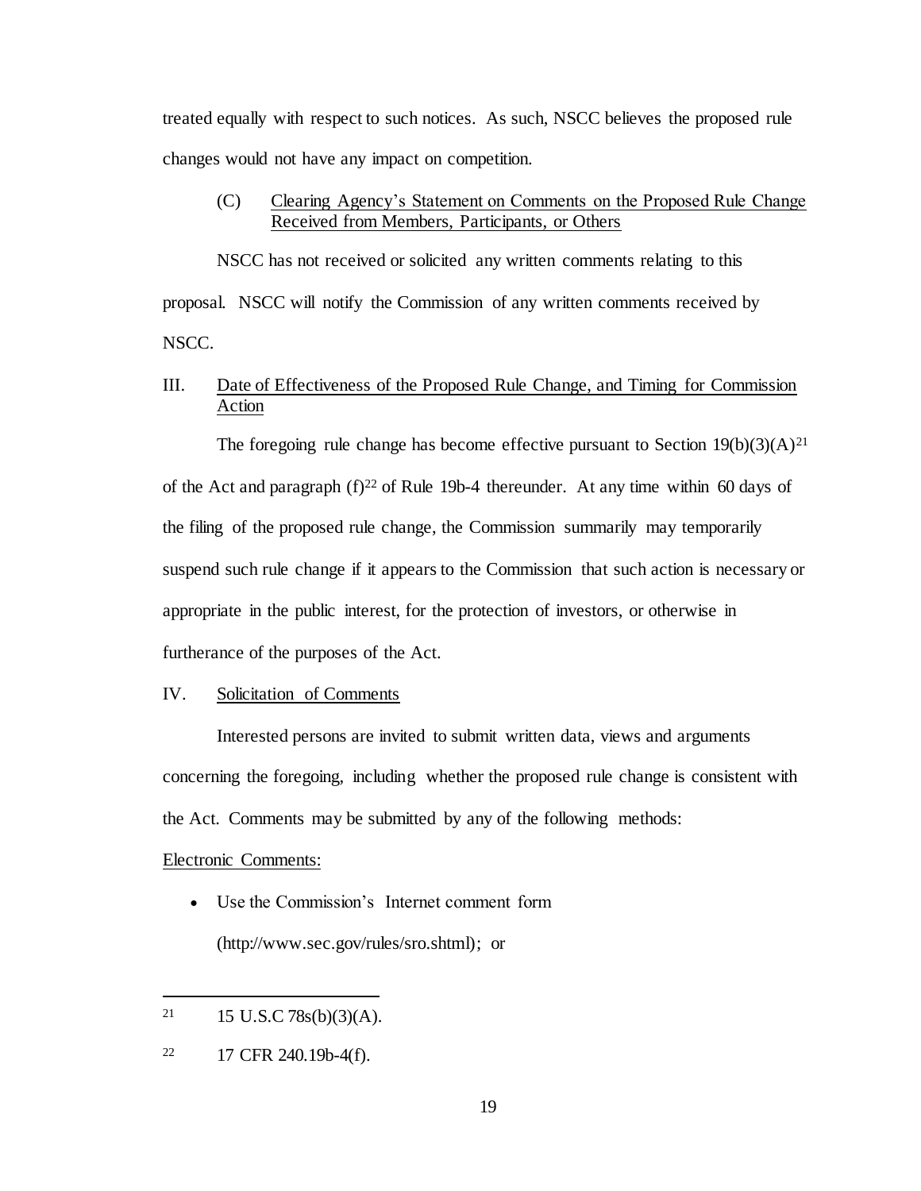treated equally with respect to such notices. As such, NSCC believes the proposed rule changes would not have any impact on competition.

(C) Clearing Agency's Statement on Comments on the Proposed Rule Change Received from Members, Participants, or Others

NSCC has not received or solicited any written comments relating to this proposal. NSCC will notify the Commission of any written comments received by NSCC.

III. Date of Effectiveness of the Proposed Rule Change, and Timing for Commission Action

The foregoing rule change has become effective pursuant to Section 19(b)(3)(A)[21] of the Act and paragraph (f)[22] of Rule 19b-4 thereunder. At any time within 60 days of the filing of the proposed rule change, the Commission summarily may temporarily suspend such rule change if it appears to the Commission that such action is necessary or appropriate in the public interest, for the protection of investors, or otherwise in furtherance of the purposes of the Act.

IV. Solicitation of Comments

Interested persons are invited to submit written data, views and arguments concerning the foregoing, including whether the proposed rule change is consistent with the Act. Comments may be submitted by any of the following methods:

Electronic Comments:

- Use the Commission's Internet comment form (http://www.sec.gov/rules/sro.shtml); or

---

[21] 15 U.S.C 78s(b)(3)(A).

[22] 17 CFR 240.19b-4(f).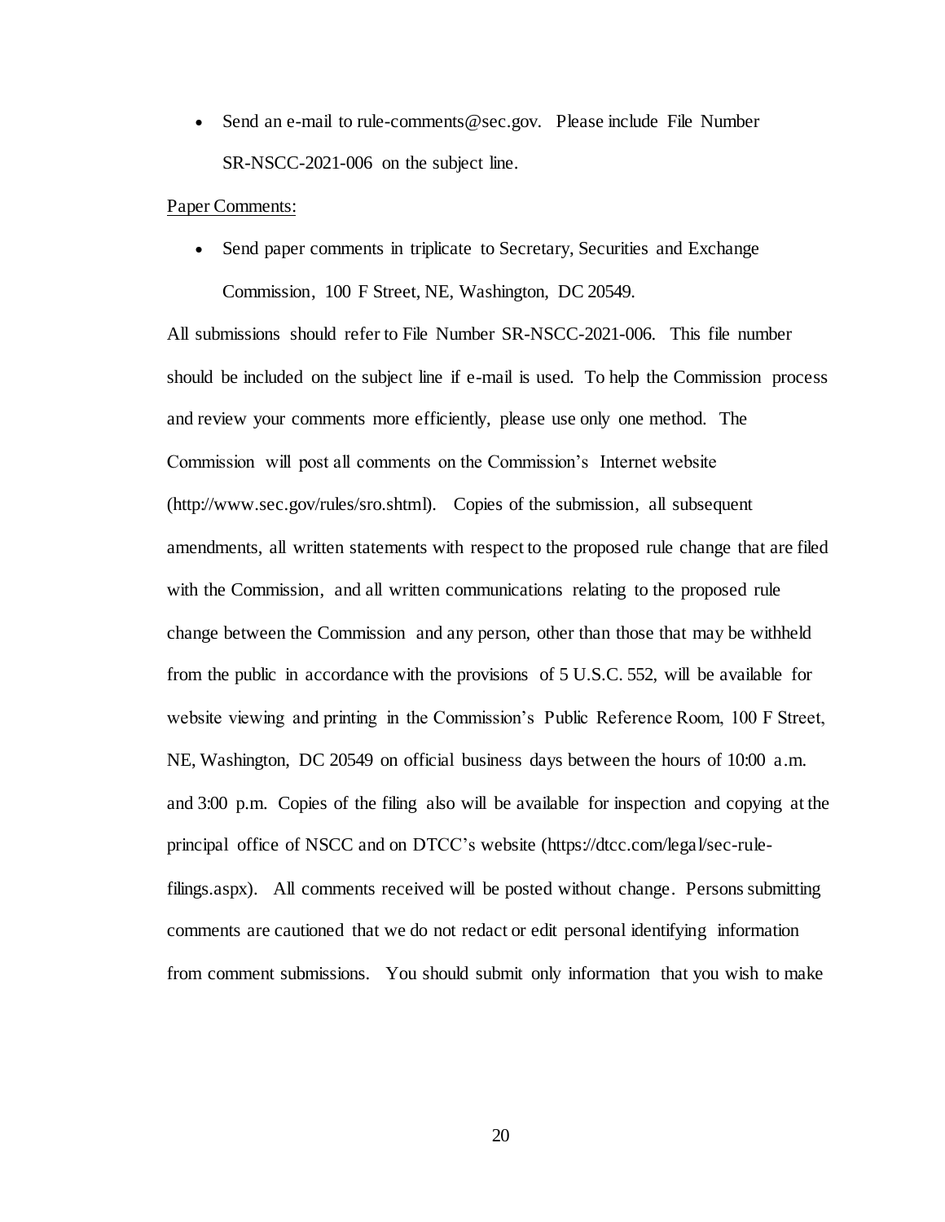- Send an e-mail to rule-comments@sec.gov. Please include File Number SR-NSCC-2021-006 on the subject line.

Paper Comments:

- Send paper comments in triplicate to Secretary, Securities and Exchange Commission, 100 F Street, NE, Washington, DC 20549.

All submissions should refer to File Number SR-NSCC-2021-006. This file number should be included on the subject line if e-mail is used. To help the Commission process and review your comments more efficiently, please use only one method. The Commission will post all comments on the Commission's Internet website (http://www.sec.gov/rules/sro.shtml). Copies of the submission, all subsequent amendments, all written statements with respect to the proposed rule change that are filed with the Commission, and all written communications relating to the proposed rule change between the Commission and any person, other than those that may be withheld from the public in accordance with the provisions of 5 U.S.C. 552, will be available for website viewing and printing in the Commission's Public Reference Room, 100 F Street, NE, Washington, DC 20549 on official business days between the hours of 10:00 a.m. and 3:00 p.m. Copies of the filing also will be available for inspection and copying at the principal office of NSCC and on DTCC's website (https://dtcc.com/legal/sec-rule-filings.aspx). All comments received will be posted without change. Persons submitting comments are cautioned that we do not redact or edit personal identifying information from comment submissions. You should submit only information that you wish to make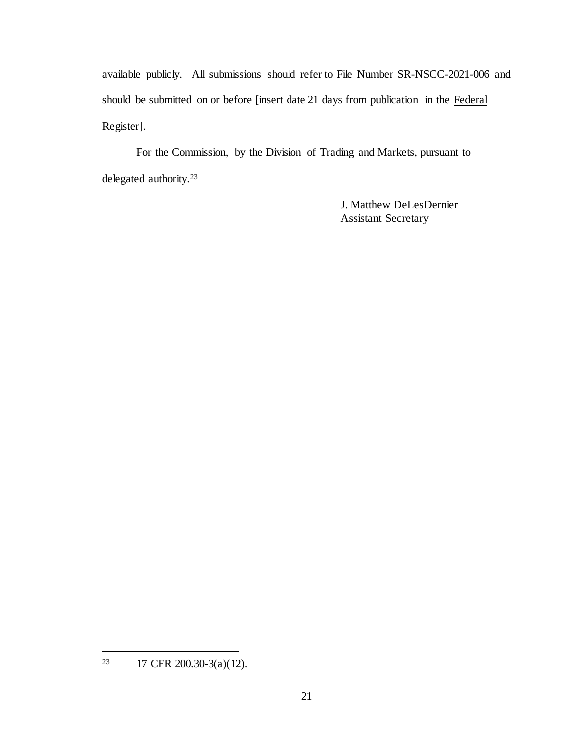available publicly. All submissions should refer to File Number SR-NSCC-2021-006 and should be submitted on or before [insert date 21 days from publication in the Federal Register].

For the Commission, by the Division of Trading and Markets, pursuant to delegated authority.[23]

J. Matthew DeLesDernier
Assistant Secretary

---

[23] 17 CFR 200.30-3(a)(12).